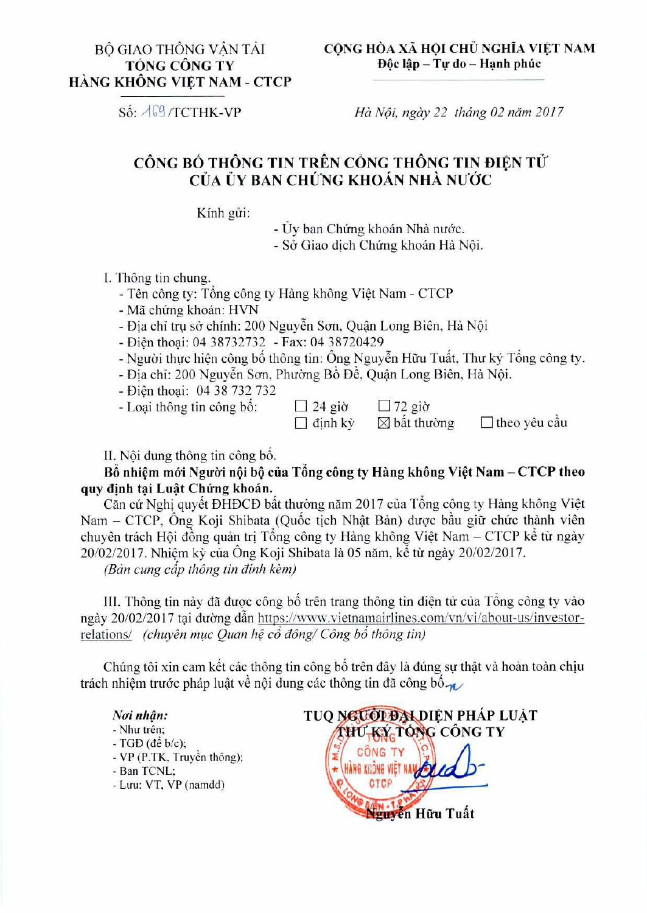| BỘ GIAO THÔNG VẬN TẢI<br>**TỔNG CÔNG TY<br>HÀNG KHÔNG VIỆT NAM - CTCP** | **CỘNG HÒA XÃ HỘI CHỦ NGHĨA VIỆT NAM<br>Độc lập – Tự do – Hạnh phúc** |
|---|---|
| Số: 169 /TCTHK-VP | *Hà Nội, ngày 22 tháng 02 năm 2017* |

## CÔNG BỐ THÔNG TIN TRÊN CỔNG THÔNG TIN ĐIỆN TỬ CỦA ỦY BAN CHỨNG KHOÁN NHÀ NƯỚC

Kính gửi:

- Ủy ban Chứng khoán Nhà nước.
- Sở Giao dịch Chứng khoán Hà Nội.

I. Thông tin chung.

- Tên công ty: Tổng công ty Hàng không Việt Nam - CTCP
- Mã chứng khoán: HVN
- Địa chỉ trụ sở chính: 200 Nguyễn Sơn, Quận Long Biên, Hà Nội
- Điện thoại: 04 38732732 - Fax: 04 38720429
- Người thực hiện công bố thông tin: Ông Nguyễn Hữu Tuất, Thư ký Tổng công ty.
- Địa chỉ: 200 Nguyễn Sơn, Phường Bồ Đề, Quận Long Biên, Hà Nội.
- Điện thoại: 04 38 732 732
- Loại thông tin công bố: ☐ 24 giờ ☐ 72 giờ ☐ định kỳ ☒ bất thường ☐ theo yêu cầu

II. Nội dung thông tin công bố.

**Bổ nhiệm mới Người nội bộ của Tổng công ty Hàng không Việt Nam – CTCP theo quy định tại Luật Chứng khoán.**

Căn cứ Nghị quyết ĐHĐCĐ bất thường năm 2017 của Tổng công ty Hàng không Việt Nam – CTCP, Ông Koji Shibata (Quốc tịch Nhật Bản) được bầu giữ chức thành viên chuyên trách Hội đồng quản trị Tổng công ty Hàng không Việt Nam – CTCP kể từ ngày 20/02/2017. Nhiệm kỳ của Ông Koji Shibata là 05 năm, kể từ ngày 20/02/2017.

*(Bản cung cấp thông tin đính kèm)*

III. Thông tin này đã được công bố trên trang thông tin điện tử của Tổng công ty vào ngày 20/02/2017 tại đường dẫn https://www.vietnamairlines.com/vn/vi/about-us/investor-relations/ *(chuyên mục Quan hệ cổ đông/ Công bố thông tin)*

Chúng tôi xin cam kết các thông tin công bố trên đây là đúng sự thật và hoàn toàn chịu trách nhiệm trước pháp luật về nội dung các thông tin đã công bố.

***Nơi nhận:***

- Như trên;
- TGĐ (để b/c);
- VP (P.TK, Truyền thông);
- Ban TCNL;
- Lưu: VT, VP (namdd)

**TUQ NGƯỜI ĐẠI DIỆN PHÁP LUẬT**
**THƯ KÝ TỔNG CÔNG TY**

*(Đã ký và đóng dấu)*

**Nguyễn Hữu Tuất**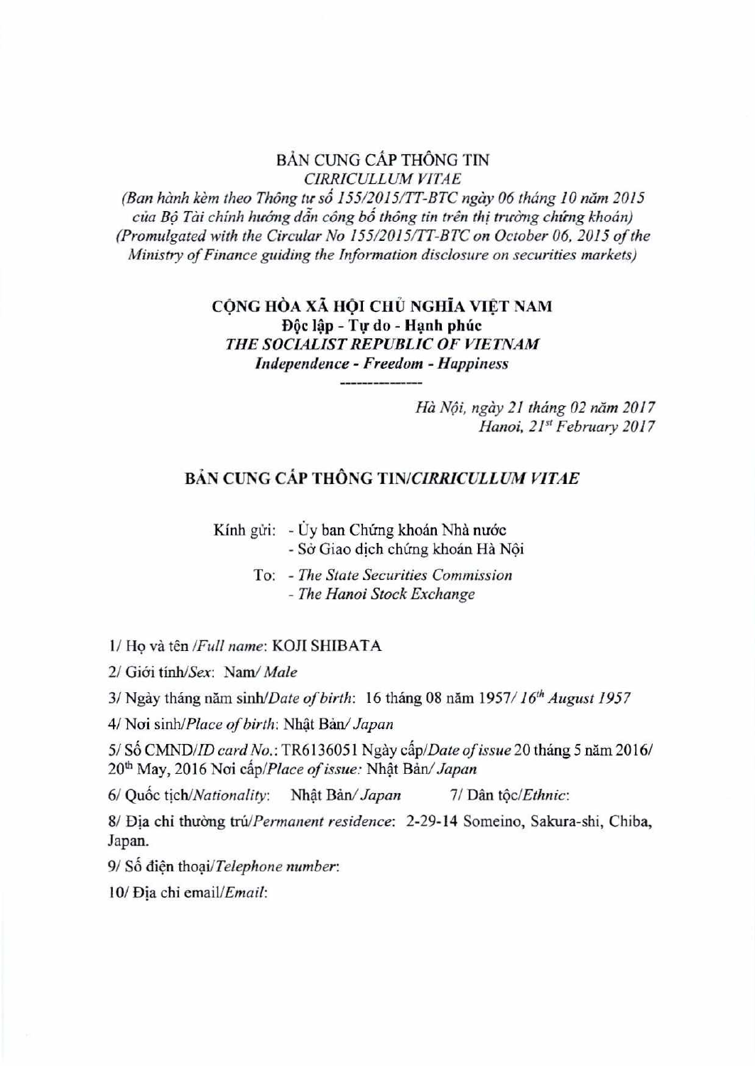BẢN CUNG CẤP THÔNG TIN
*CIRRICULLUM VITAE*
*(Ban hành kèm theo Thông tư số 155/2015/TT-BTC ngày 06 tháng 10 năm 2015 của Bộ Tài chính hướng dẫn công bố thông tin trên thị trường chứng khoán)*
*(Promulgated with the Circular No 155/2015/TT-BTC on October 06, 2015 of the Ministry of Finance guiding the Information disclosure on securities markets)*

**CỘNG HÒA XÃ HỘI CHỦ NGHĨA VIỆT NAM**
**Độc lập - Tự do - Hạnh phúc**
***THE SOCIALIST REPUBLIC OF VIETNAM***
***Independence - Freedom - Happiness***

---

*Hà Nội, ngày 21 tháng 02 năm 2017*
*Hanoi, 21st February 2017*

## BẢN CUNG CẤP THÔNG TIN/*CIRRICULLUM VITAE*

Kính gửi: - Ủy ban Chứng khoán Nhà nước
- Sở Giao dịch chứng khoán Hà Nội

To: - *The State Securities Commission*
- *The Hanoi Stock Exchange*

1/ Họ và tên /*Full name*: KOJI SHIBATA

2/ Giới tính/*Sex*: Nam/ *Male*

3/ Ngày tháng năm sinh/*Date of birth*: 16 tháng 08 năm 1957/ *16th August 1957*

4/ Nơi sinh/*Place of birth*: Nhật Bản/ *Japan*

5/ Số CMND/*ID card No.*: TR6136051 Ngày cấp/*Date of issue* 20 tháng 5 năm 2016/ 20th May, 2016 Nơi cấp/*Place of issue:* Nhật Bản/ *Japan*

6/ Quốc tịch/*Nationality*: Nhật Bản/ *Japan* 7/ Dân tộc/*Ethnic*:

8/ Địa chỉ thường trú/*Permanent residence*: 2-29-14 Someino, Sakura-shi, Chiba, Japan.

9/ Số điện thoại/*Telephone number*:

10/ Địa chỉ email/*Email*: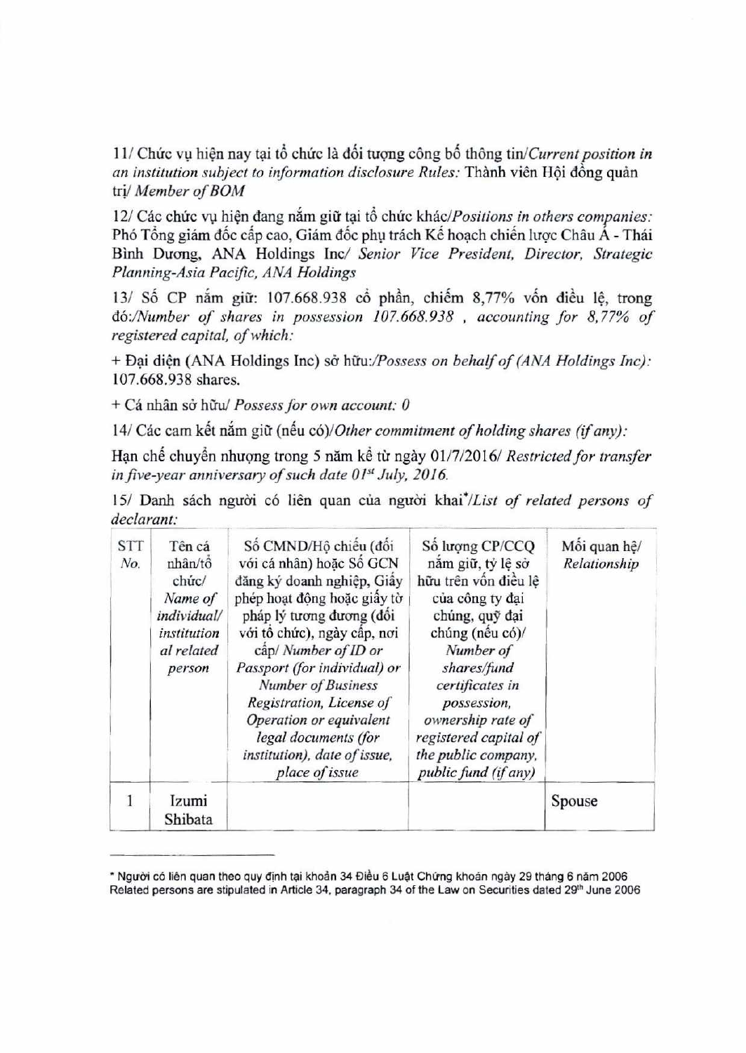11/ Chức vụ hiện nay tại tổ chức là đối tượng công bố thông tin/*Current position in an institution subject to information disclosure Rules:* Thành viên Hội đồng quản trị/ *Member of BOM*

12/ Các chức vụ hiện đang nắm giữ tại tổ chức khác/*Positions in others companies:* Phó Tổng giám đốc cấp cao, Giám đốc phụ trách Kế hoạch chiến lược Châu Á - Thái Bình Dương, ANA Holdings Inc/ *Senior Vice President, Director, Strategic Planning-Asia Pacific, ANA Holdings*

13/ Số CP nắm giữ: 107.668.938 cổ phần, chiếm 8,77% vốn điều lệ, trong đó:/*Number of shares in possession 107.668.938 , accounting for 8,77% of registered capital, of which:*

+ Đại diện (ANA Holdings Inc) sở hữu:/*Possess on behalf of (ANA Holdings Inc):* 107.668.938 shares.

+ Cá nhân sở hữu/ *Possess for own account: 0*

14/ Các cam kết nắm giữ (nếu có)/*Other commitment of holding shares (if any):*

Hạn chế chuyển nhượng trong 5 năm kể từ ngày 01/7/2016/ *Restricted for transfer in five-year anniversary of such date 01st July, 2016.*

15/ Danh sách người có liên quan của người khai*/*List of related persons of declarant:*

| STT *No.* | Tên cá nhân/tổ chức/ *Name of individual/ institutional related person* | Số CMND/Hộ chiếu (đối với cá nhân) hoặc Số GCN đăng ký doanh nghiệp, Giấy phép hoạt động hoặc giấy tờ pháp lý tương đương (đối với tổ chức), ngày cấp, nơi cấp/ *Number of ID or Passport (for individual) or Number of Business Registration, License of Operation or equivalent legal documents (for institution), date of issue, place of issue* | Số lượng CP/CCQ nắm giữ, tỷ lệ sở hữu trên vốn điều lệ của công ty đại chúng, quỹ đại chúng (nếu có)/ *Number of shares/fund certificates in possession, ownership rate of registered capital of the public company, public fund (if any)* | Mối quan hệ/ *Relationship* |
|---|---|---|---|---|
| 1 | Izumi Shibata | | | Spouse |

---

* Người có liên quan theo quy định tại khoản 34 Điều 6 Luật Chứng khoán ngày 29 tháng 6 năm 2006
Related persons are stipulated in Article 34, paragraph 34 of the Law on Securities dated 29th June 2006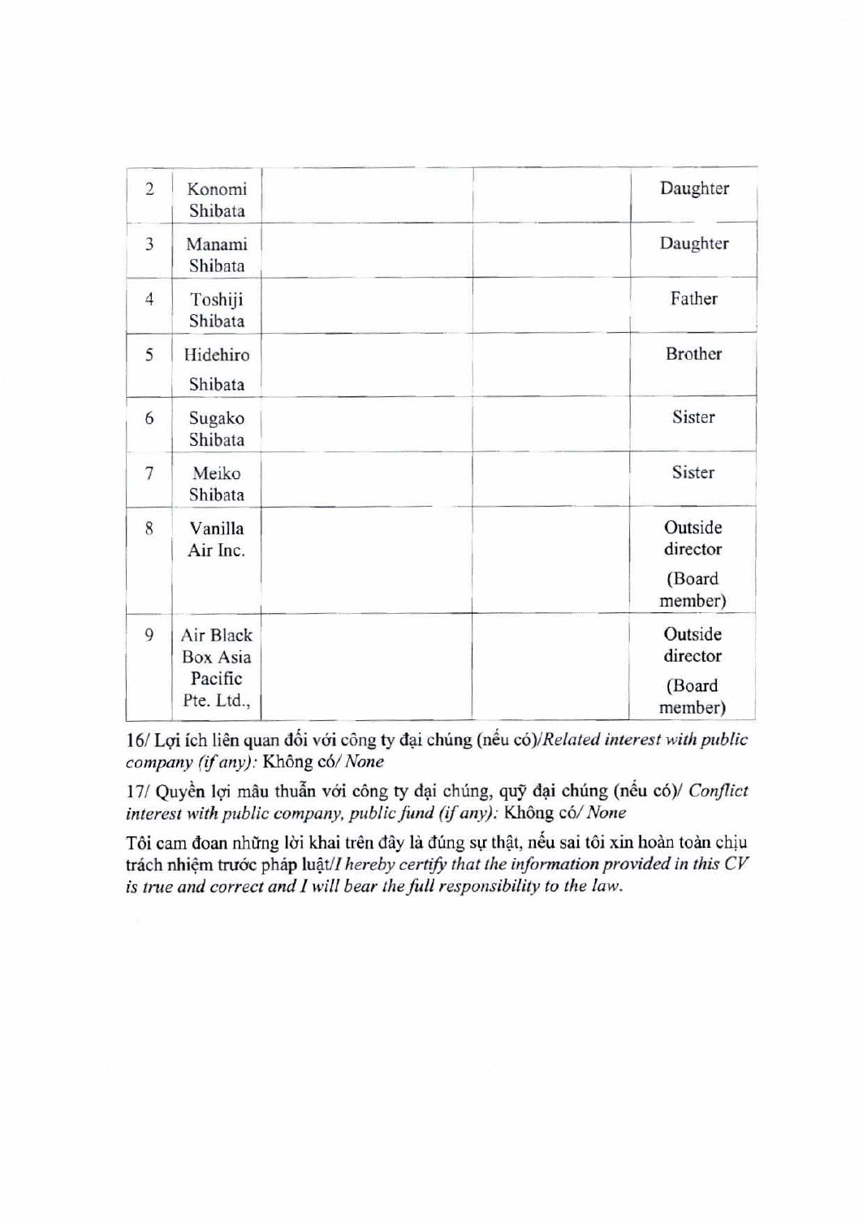| 2 | Konomi Shibata | | | Daughter |
|---|---|---|---|---|
| 3 | Manami Shibata | | | Daughter |
| 4 | Toshiji Shibata | | | Father |
| 5 | Hidehiro Shibata | | | Brother |
| 6 | Sugako Shibata | | | Sister |
| 7 | Meiko Shibata | | | Sister |
| 8 | Vanilla Air Inc. | | | Outside director (Board member) |
| 9 | Air Black Box Asia Pacific Pte. Ltd., | | | Outside director (Board member) |

16/ Lợi ích liên quan đối với công ty đại chúng (nếu có)/*Related interest with public company (if any):* Không có/ *None*

17/ Quyền lợi mâu thuẫn với công ty đại chúng, quỹ đại chúng (nếu có)/ *Conflict interest with public company, public fund (if any):* Không có/ *None*

Tôi cam đoan những lời khai trên đây là đúng sự thật, nếu sai tôi xin hoàn toàn chịu trách nhiệm trước pháp luật/*I hereby certify that the information provided in this CV is true and correct and I will bear the full responsibility to the law.*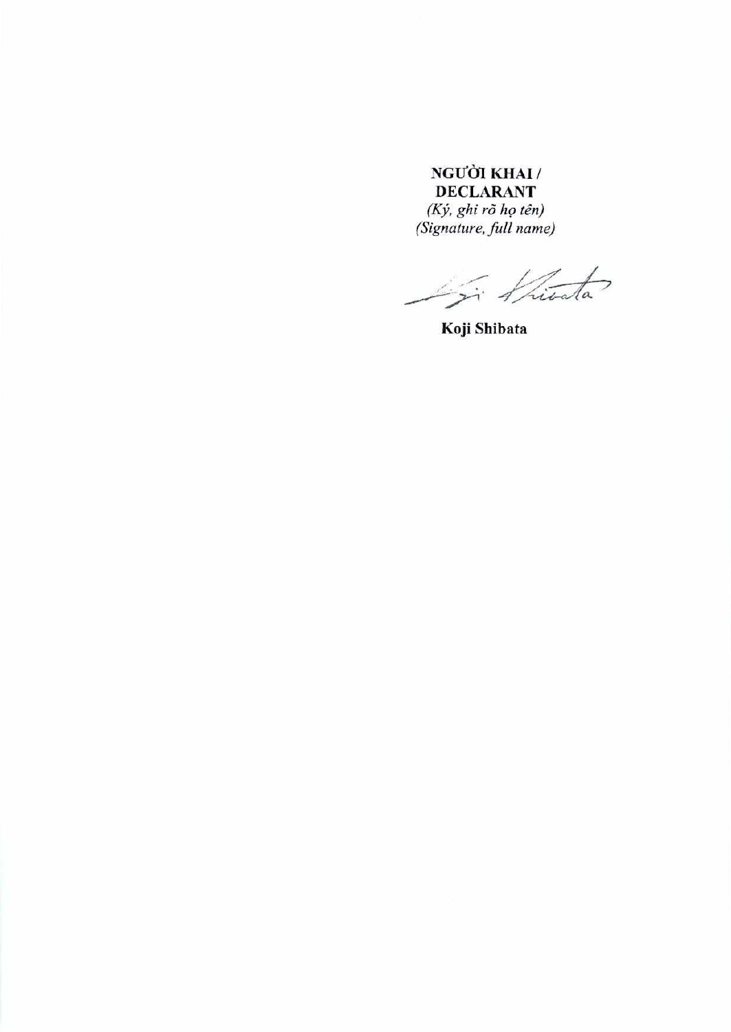**NGƯỜI KHAI /**
**DECLARANT**
*(Ký, ghi rõ họ tên)*
*(Signature, full name)*

**Koji Shibata**